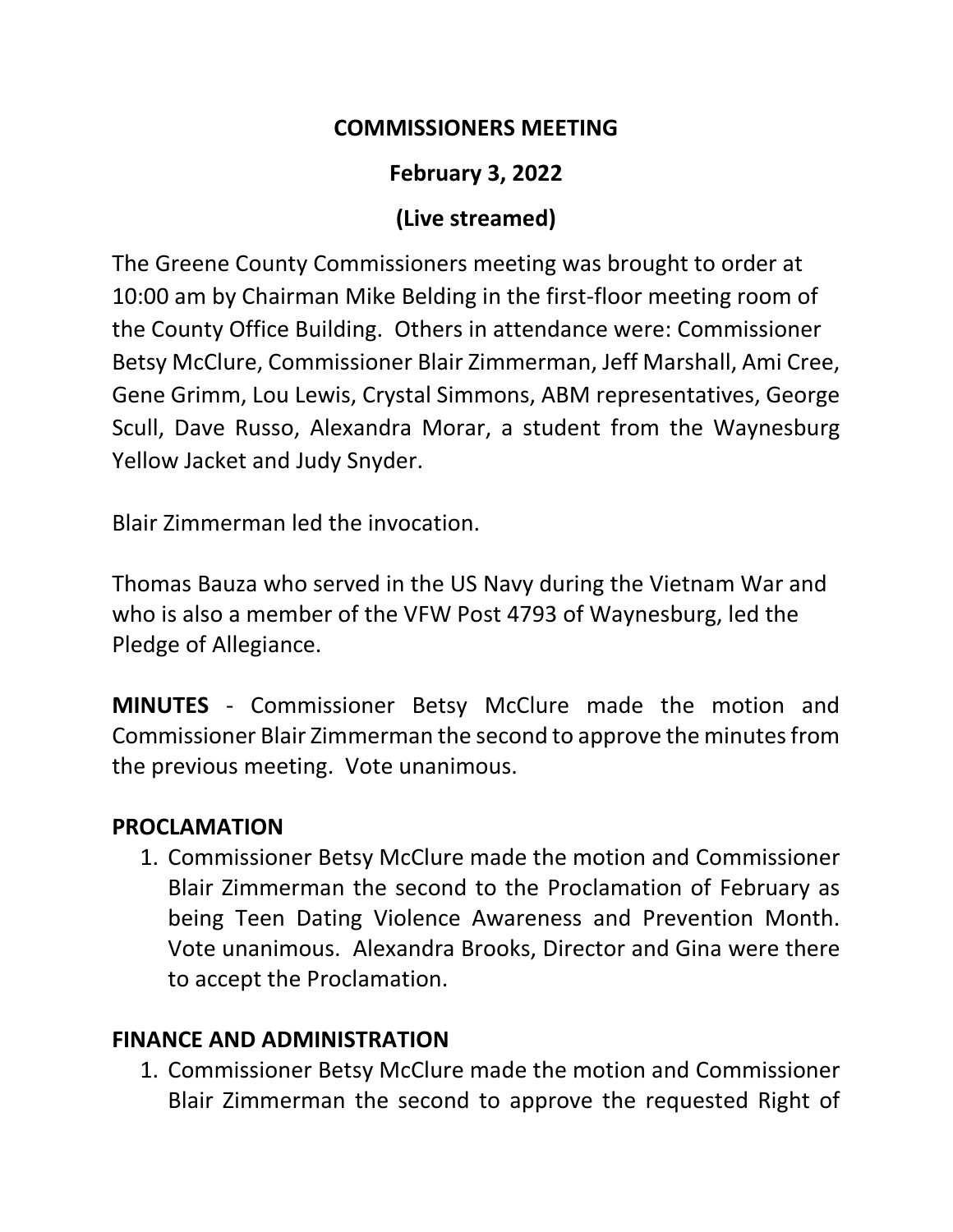# COMMISSIONERS MEETING

## February 3, 2022

## (Live streamed)

The Greene County Commissioners meeting was brought to order at 10:00 am by Chairman Mike Belding in the first-floor meeting room of the County Office Building. Others in attendance were: Commissioner Betsy McClure, Commissioner Blair Zimmerman, Jeff Marshall, Ami Cree, Gene Grimm, Lou Lewis, Crystal Simmons, ABM representatives, George Scull, Dave Russo, Alexandra Morar, a student from the Waynesburg Yellow Jacket and Judy Snyder.

Blair Zimmerman led the invocation.

Thomas Bauza who served in the US Navy during the Vietnam War and who is also a member of the VFW Post 4793 of Waynesburg, led the Pledge of Allegiance.

**MINUTES** - Commissioner Betsy McClure made the motion and Commissioner Blair Zimmerman the second to approve the minutes from the previous meeting. Vote unanimous.

### PROCLAMATION

1. Commissioner Betsy McClure made the motion and Commissioner Blair Zimmerman the second to the Proclamation of February as being Teen Dating Violence Awareness and Prevention Month. Vote unanimous. Alexandra Brooks, Director and Gina were there to accept the Proclamation.

### FINANCE AND ADMINISTRATION

1. Commissioner Betsy McClure made the motion and Commissioner Blair Zimmerman the second to approve the requested Right of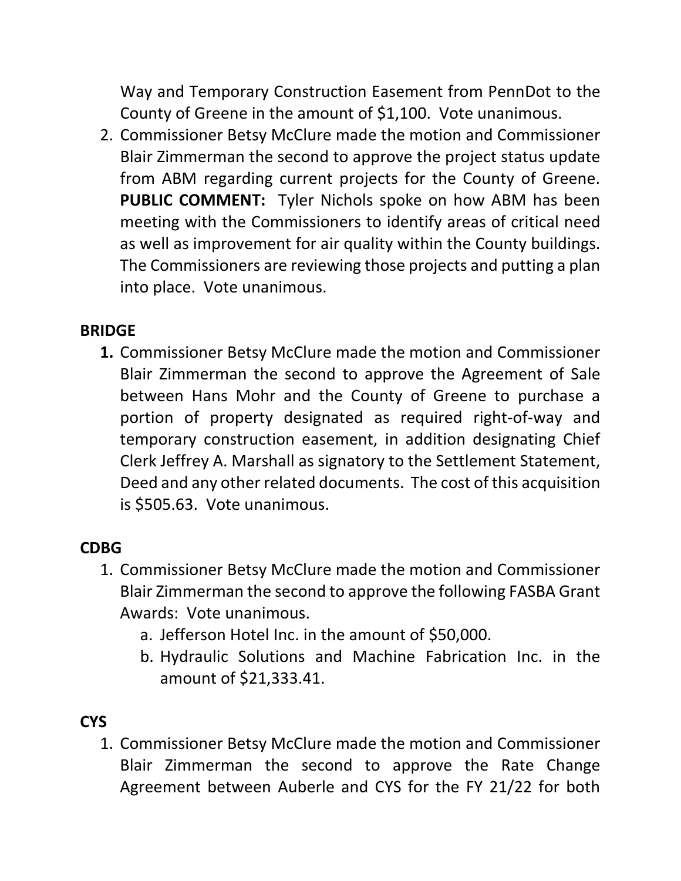Way and Temporary Construction Easement from PennDot to the County of Greene in the amount of $1,100. Vote unanimous.

2. Commissioner Betsy McClure made the motion and Commissioner Blair Zimmerman the second to approve the project status update from ABM regarding current projects for the County of Greene. **PUBLIC COMMENT:** Tyler Nichols spoke on how ABM has been meeting with the Commissioners to identify areas of critical need as well as improvement for air quality within the County buildings. The Commissioners are reviewing those projects and putting a plan into place. Vote unanimous.

**BRIDGE**

1. Commissioner Betsy McClure made the motion and Commissioner Blair Zimmerman the second to approve the Agreement of Sale between Hans Mohr and the County of Greene to purchase a portion of property designated as required right-of-way and temporary construction easement, in addition designating Chief Clerk Jeffrey A. Marshall as signatory to the Settlement Statement, Deed and any other related documents. The cost of this acquisition is $505.63. Vote unanimous.

**CDBG**

1. Commissioner Betsy McClure made the motion and Commissioner Blair Zimmerman the second to approve the following FASBA Grant Awards: Vote unanimous.
   a. Jefferson Hotel Inc. in the amount of $50,000.
   b. Hydraulic Solutions and Machine Fabrication Inc. in the amount of $21,333.41.

**CYS**

1. Commissioner Betsy McClure made the motion and Commissioner Blair Zimmerman the second to approve the Rate Change Agreement between Auberle and CYS for the FY 21/22 for both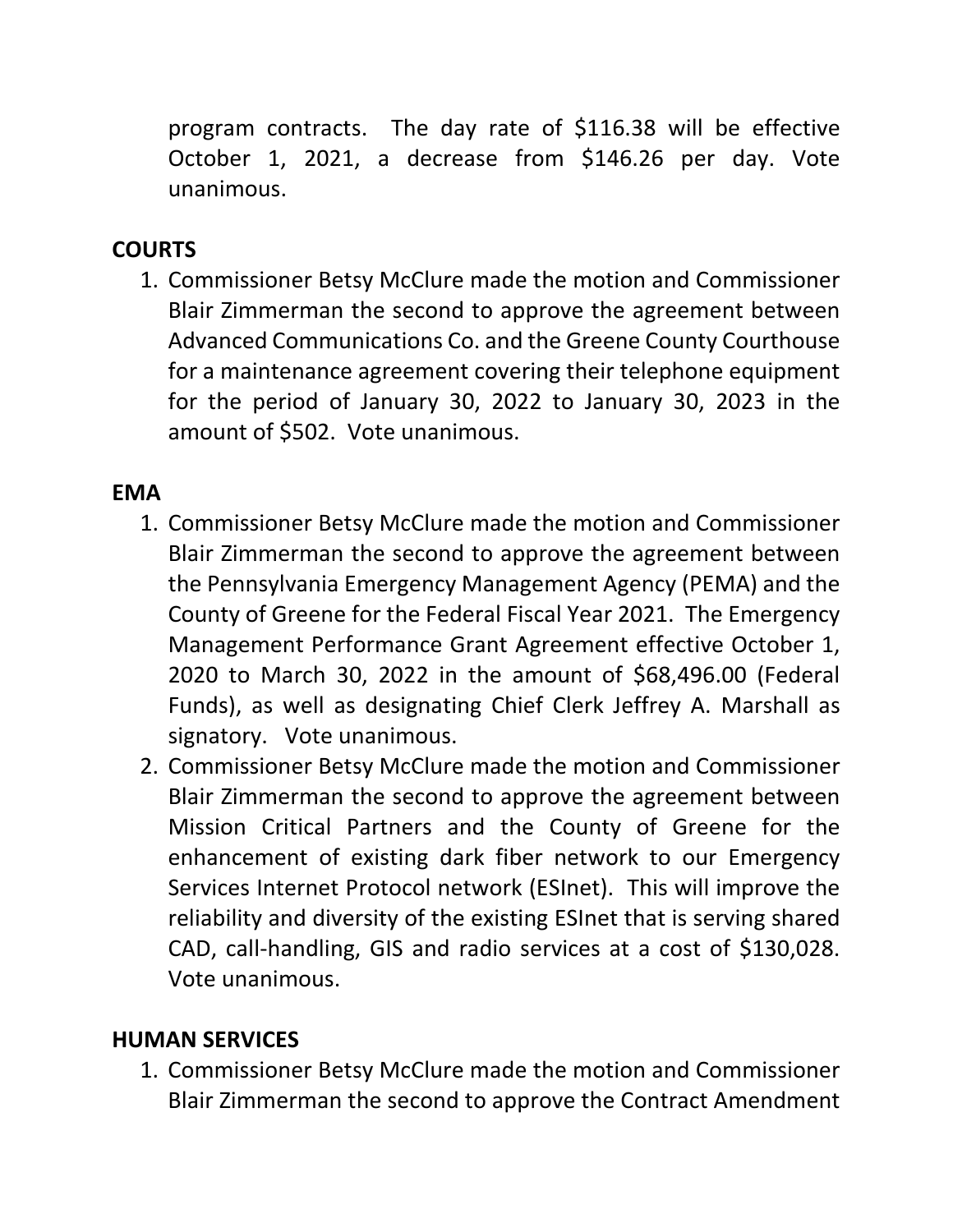program contracts. The day rate of $116.38 will be effective October 1, 2021, a decrease from $146.26 per day. Vote unanimous.

**COURTS**

1. Commissioner Betsy McClure made the motion and Commissioner Blair Zimmerman the second to approve the agreement between Advanced Communications Co. and the Greene County Courthouse for a maintenance agreement covering their telephone equipment for the period of January 30, 2022 to January 30, 2023 in the amount of $502. Vote unanimous.

**EMA**

1. Commissioner Betsy McClure made the motion and Commissioner Blair Zimmerman the second to approve the agreement between the Pennsylvania Emergency Management Agency (PEMA) and the County of Greene for the Federal Fiscal Year 2021. The Emergency Management Performance Grant Agreement effective October 1, 2020 to March 30, 2022 in the amount of $68,496.00 (Federal Funds), as well as designating Chief Clerk Jeffrey A. Marshall as signatory. Vote unanimous.
2. Commissioner Betsy McClure made the motion and Commissioner Blair Zimmerman the second to approve the agreement between Mission Critical Partners and the County of Greene for the enhancement of existing dark fiber network to our Emergency Services Internet Protocol network (ESInet). This will improve the reliability and diversity of the existing ESInet that is serving shared CAD, call-handling, GIS and radio services at a cost of $130,028. Vote unanimous.

**HUMAN SERVICES**

1. Commissioner Betsy McClure made the motion and Commissioner Blair Zimmerman the second to approve the Contract Amendment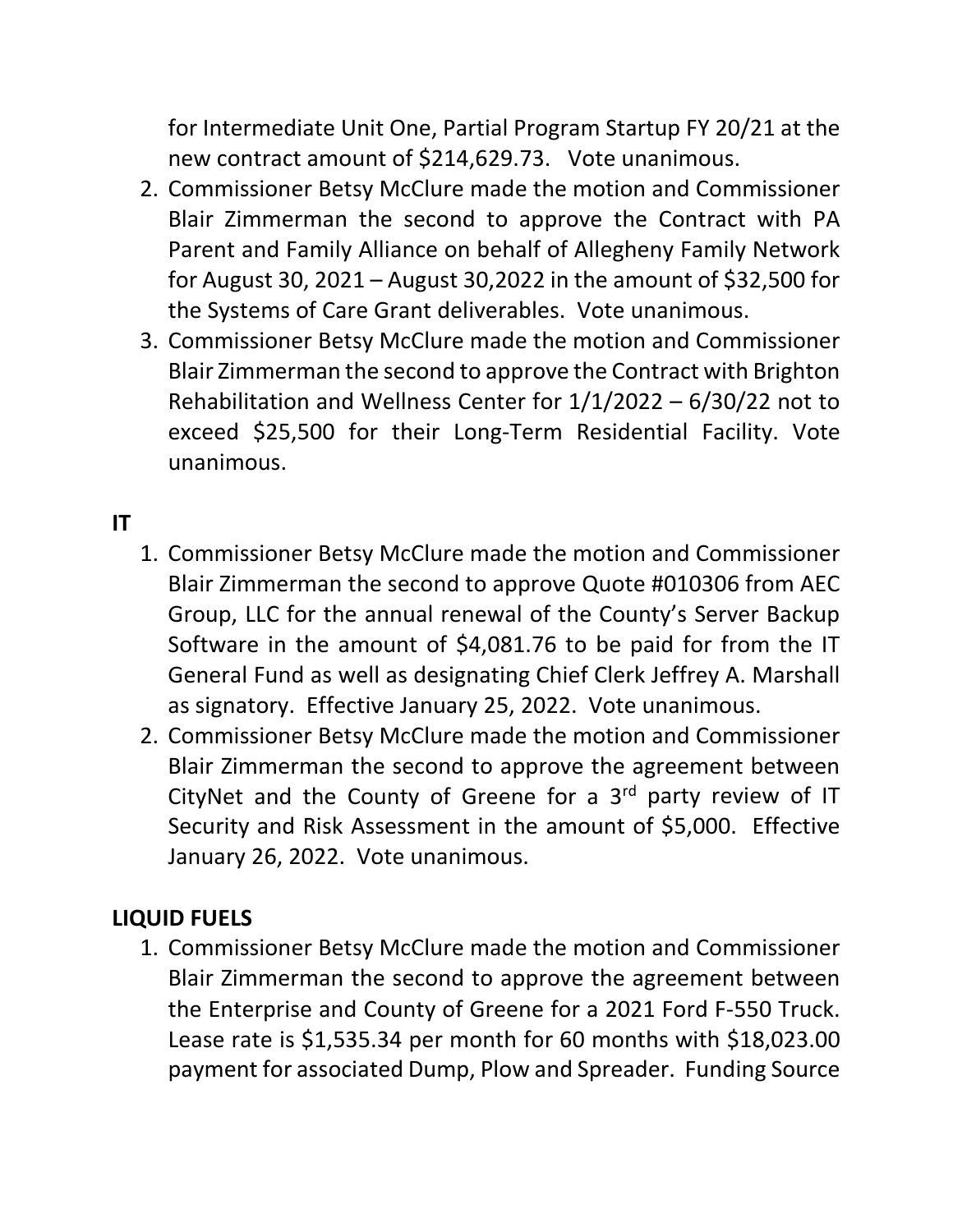for Intermediate Unit One, Partial Program Startup FY 20/21 at the new contract amount of $214,629.73. Vote unanimous.

2. Commissioner Betsy McClure made the motion and Commissioner Blair Zimmerman the second to approve the Contract with PA Parent and Family Alliance on behalf of Allegheny Family Network for August 30, 2021 – August 30,2022 in the amount of $32,500 for the Systems of Care Grant deliverables. Vote unanimous.
3. Commissioner Betsy McClure made the motion and Commissioner Blair Zimmerman the second to approve the Contract with Brighton Rehabilitation and Wellness Center for 1/1/2022 – 6/30/22 not to exceed $25,500 for their Long-Term Residential Facility. Vote unanimous.

**IT**

1. Commissioner Betsy McClure made the motion and Commissioner Blair Zimmerman the second to approve Quote #010306 from AEC Group, LLC for the annual renewal of the County's Server Backup Software in the amount of $4,081.76 to be paid for from the IT General Fund as well as designating Chief Clerk Jeffrey A. Marshall as signatory. Effective January 25, 2022. Vote unanimous.
2. Commissioner Betsy McClure made the motion and Commissioner Blair Zimmerman the second to approve the agreement between CityNet and the County of Greene for a 3rd party review of IT Security and Risk Assessment in the amount of $5,000. Effective January 26, 2022. Vote unanimous.

**LIQUID FUELS**

1. Commissioner Betsy McClure made the motion and Commissioner Blair Zimmerman the second to approve the agreement between the Enterprise and County of Greene for a 2021 Ford F-550 Truck. Lease rate is $1,535.34 per month for 60 months with $18,023.00 payment for associated Dump, Plow and Spreader. Funding Source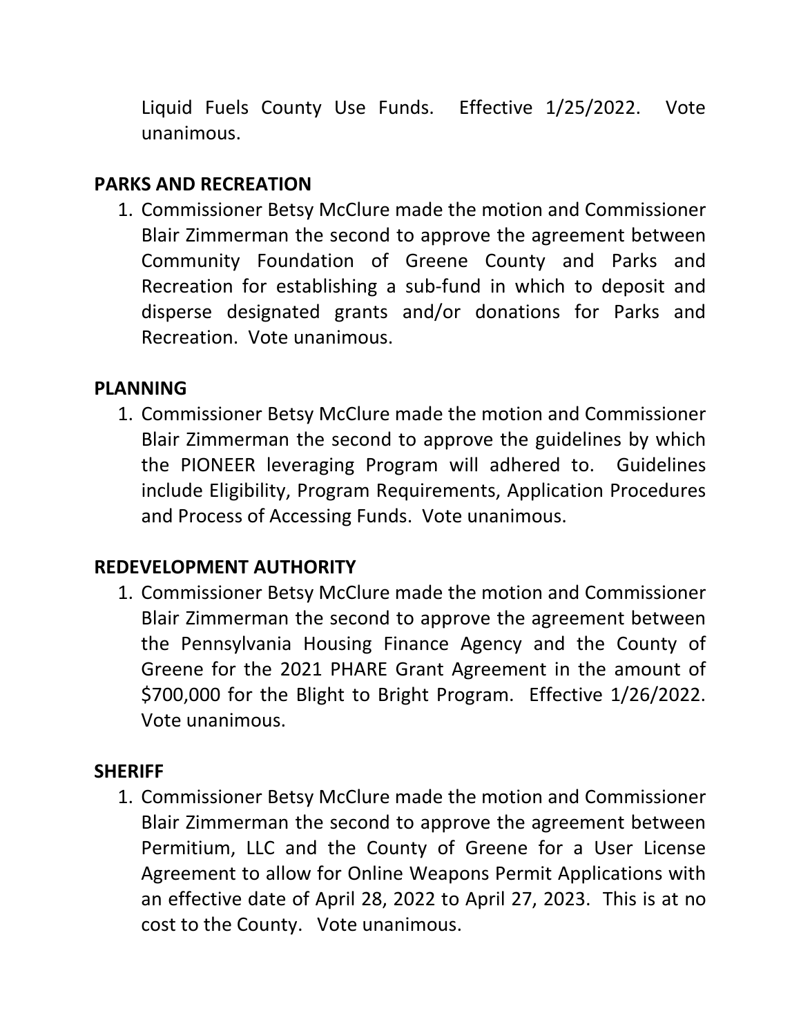Liquid Fuels County Use Funds. Effective 1/25/2022. Vote unanimous.

**PARKS AND RECREATION**

1. Commissioner Betsy McClure made the motion and Commissioner Blair Zimmerman the second to approve the agreement between Community Foundation of Greene County and Parks and Recreation for establishing a sub-fund in which to deposit and disperse designated grants and/or donations for Parks and Recreation. Vote unanimous.

**PLANNING**

1. Commissioner Betsy McClure made the motion and Commissioner Blair Zimmerman the second to approve the guidelines by which the PIONEER leveraging Program will adhered to. Guidelines include Eligibility, Program Requirements, Application Procedures and Process of Accessing Funds. Vote unanimous.

**REDEVELOPMENT AUTHORITY**

1. Commissioner Betsy McClure made the motion and Commissioner Blair Zimmerman the second to approve the agreement between the Pennsylvania Housing Finance Agency and the County of Greene for the 2021 PHARE Grant Agreement in the amount of $700,000 for the Blight to Bright Program. Effective 1/26/2022. Vote unanimous.

**SHERIFF**

1. Commissioner Betsy McClure made the motion and Commissioner Blair Zimmerman the second to approve the agreement between Permitium, LLC and the County of Greene for a User License Agreement to allow for Online Weapons Permit Applications with an effective date of April 28, 2022 to April 27, 2023. This is at no cost to the County. Vote unanimous.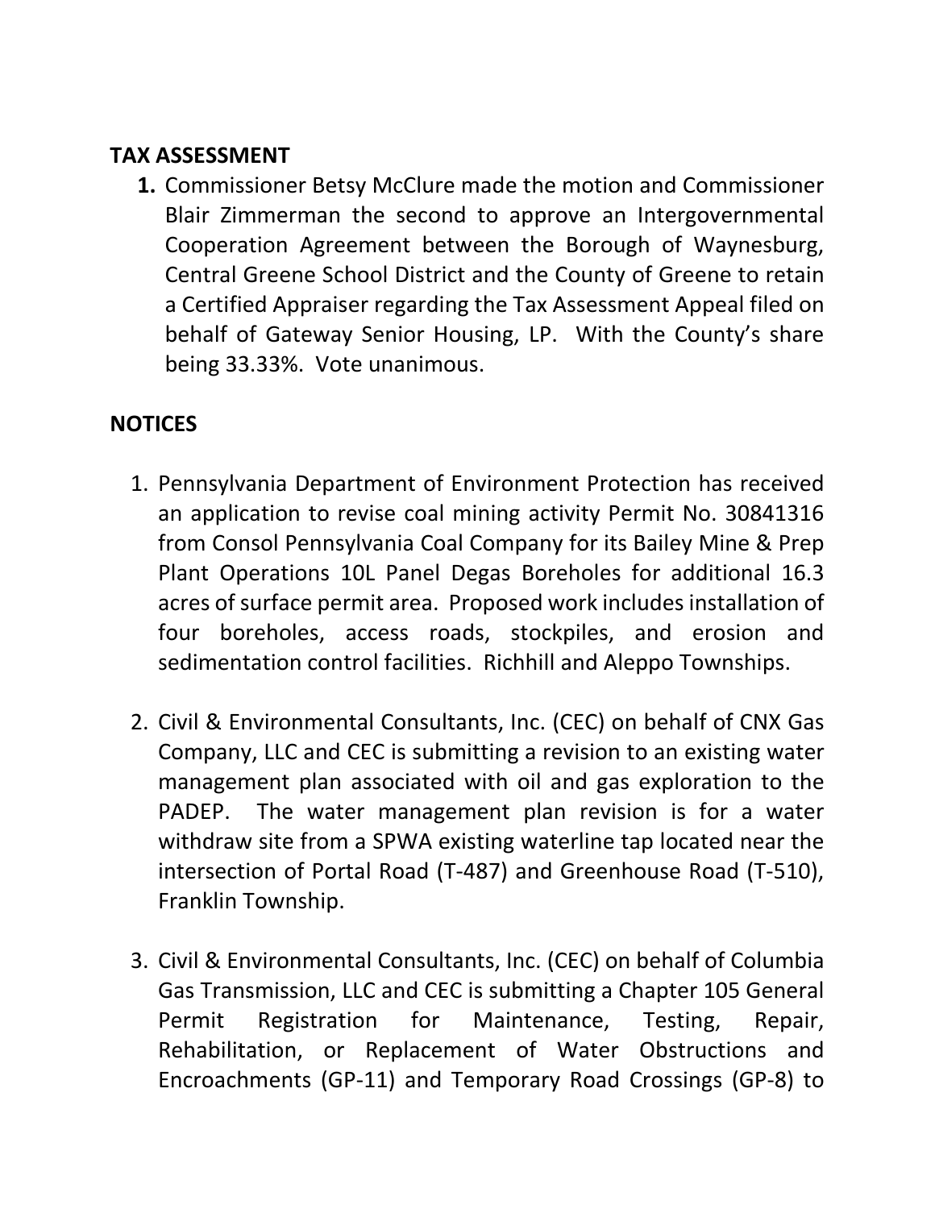## TAX ASSESSMENT

1. Commissioner Betsy McClure made the motion and Commissioner Blair Zimmerman the second to approve an Intergovernmental Cooperation Agreement between the Borough of Waynesburg, Central Greene School District and the County of Greene to retain a Certified Appraiser regarding the Tax Assessment Appeal filed on behalf of Gateway Senior Housing, LP. With the County's share being 33.33%. Vote unanimous.

## NOTICES

1. Pennsylvania Department of Environment Protection has received an application to revise coal mining activity Permit No. 30841316 from Consol Pennsylvania Coal Company for its Bailey Mine & Prep Plant Operations 10L Panel Degas Boreholes for additional 16.3 acres of surface permit area. Proposed work includes installation of four boreholes, access roads, stockpiles, and erosion and sedimentation control facilities. Richhill and Aleppo Townships.

2. Civil & Environmental Consultants, Inc. (CEC) on behalf of CNX Gas Company, LLC and CEC is submitting a revision to an existing water management plan associated with oil and gas exploration to the PADEP. The water management plan revision is for a water withdraw site from a SPWA existing waterline tap located near the intersection of Portal Road (T-487) and Greenhouse Road (T-510), Franklin Township.

3. Civil & Environmental Consultants, Inc. (CEC) on behalf of Columbia Gas Transmission, LLC and CEC is submitting a Chapter 105 General Permit Registration for Maintenance, Testing, Repair, Rehabilitation, or Replacement of Water Obstructions and Encroachments (GP-11) and Temporary Road Crossings (GP-8) to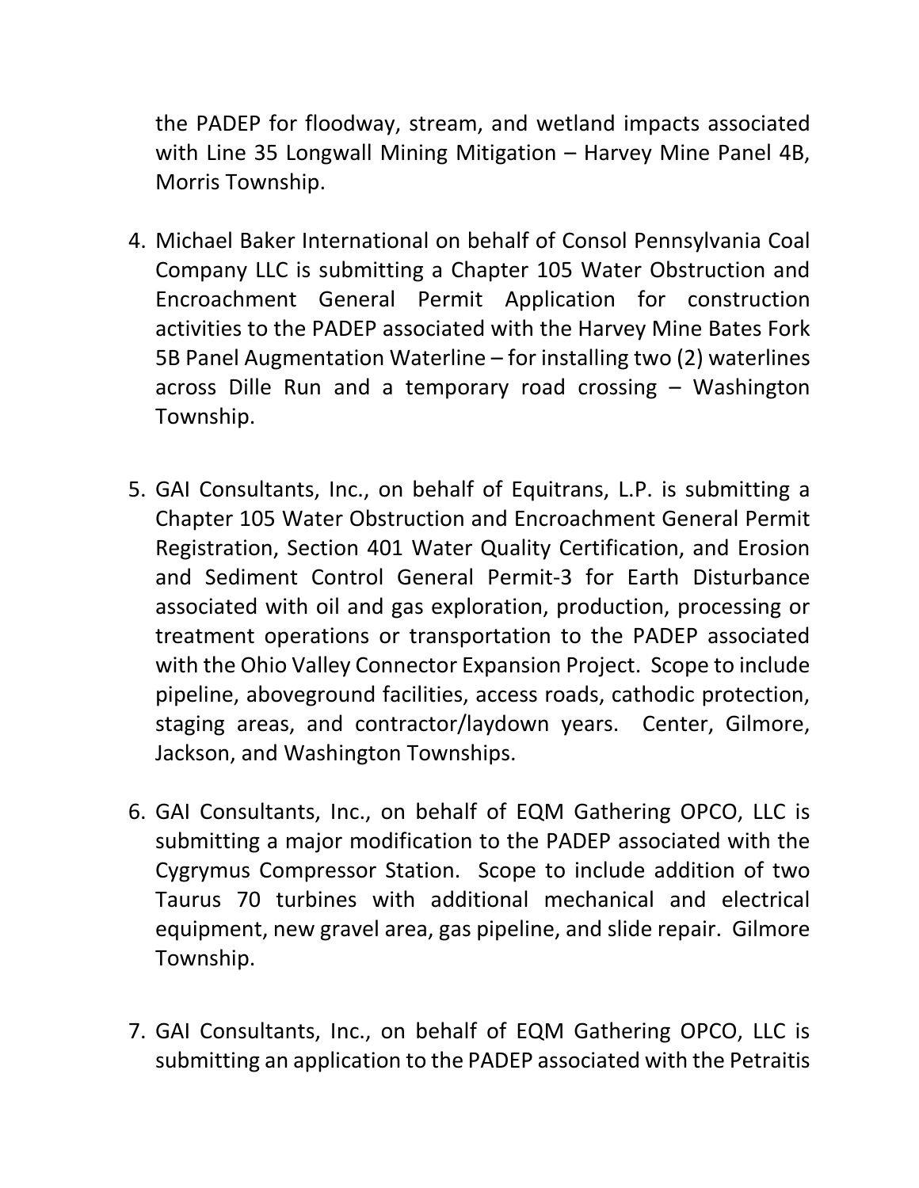the PADEP for floodway, stream, and wetland impacts associated with Line 35 Longwall Mining Mitigation – Harvey Mine Panel 4B, Morris Township.

4. Michael Baker International on behalf of Consol Pennsylvania Coal Company LLC is submitting a Chapter 105 Water Obstruction and Encroachment General Permit Application for construction activities to the PADEP associated with the Harvey Mine Bates Fork 5B Panel Augmentation Waterline – for installing two (2) waterlines across Dille Run and a temporary road crossing – Washington Township.

5. GAI Consultants, Inc., on behalf of Equitrans, L.P. is submitting a Chapter 105 Water Obstruction and Encroachment General Permit Registration, Section 401 Water Quality Certification, and Erosion and Sediment Control General Permit-3 for Earth Disturbance associated with oil and gas exploration, production, processing or treatment operations or transportation to the PADEP associated with the Ohio Valley Connector Expansion Project. Scope to include pipeline, aboveground facilities, access roads, cathodic protection, staging areas, and contractor/laydown years. Center, Gilmore, Jackson, and Washington Townships.

6. GAI Consultants, Inc., on behalf of EQM Gathering OPCO, LLC is submitting a major modification to the PADEP associated with the Cygrymus Compressor Station. Scope to include addition of two Taurus 70 turbines with additional mechanical and electrical equipment, new gravel area, gas pipeline, and slide repair. Gilmore Township.

7. GAI Consultants, Inc., on behalf of EQM Gathering OPCO, LLC is submitting an application to the PADEP associated with the Petraitis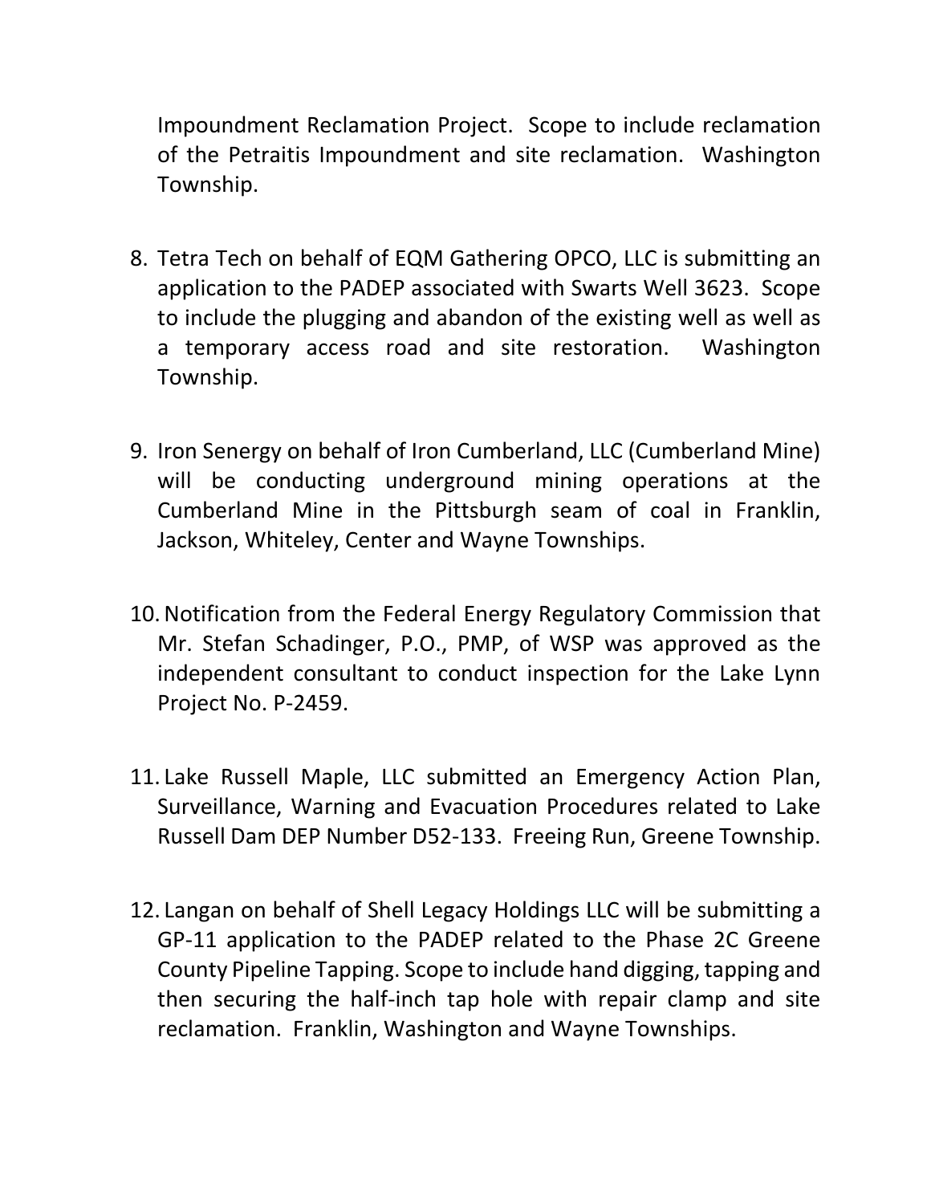Impoundment Reclamation Project. Scope to include reclamation of the Petraitis Impoundment and site reclamation. Washington Township.

8. Tetra Tech on behalf of EQM Gathering OPCO, LLC is submitting an application to the PADEP associated with Swarts Well 3623. Scope to include the plugging and abandon of the existing well as well as a temporary access road and site restoration. Washington Township.

9. Iron Senergy on behalf of Iron Cumberland, LLC (Cumberland Mine) will be conducting underground mining operations at the Cumberland Mine in the Pittsburgh seam of coal in Franklin, Jackson, Whiteley, Center and Wayne Townships.

10. Notification from the Federal Energy Regulatory Commission that Mr. Stefan Schadinger, P.O., PMP, of WSP was approved as the independent consultant to conduct inspection for the Lake Lynn Project No. P-2459.

11. Lake Russell Maple, LLC submitted an Emergency Action Plan, Surveillance, Warning and Evacuation Procedures related to Lake Russell Dam DEP Number D52-133. Freeing Run, Greene Township.

12. Langan on behalf of Shell Legacy Holdings LLC will be submitting a GP-11 application to the PADEP related to the Phase 2C Greene County Pipeline Tapping. Scope to include hand digging, tapping and then securing the half-inch tap hole with repair clamp and site reclamation. Franklin, Washington and Wayne Townships.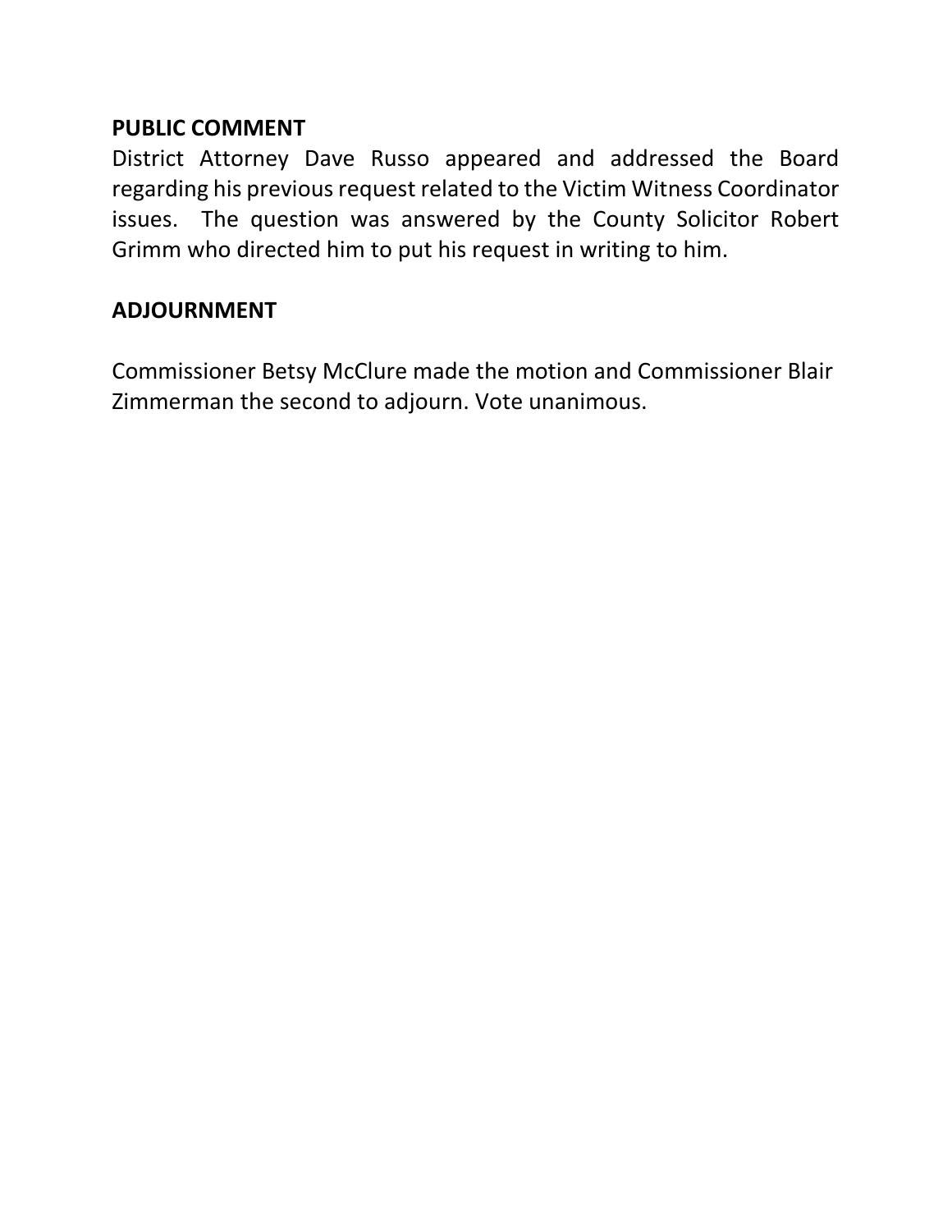## PUBLIC COMMENT

District Attorney Dave Russo appeared and addressed the Board regarding his previous request related to the Victim Witness Coordinator issues. The question was answered by the County Solicitor Robert Grimm who directed him to put his request in writing to him.

## ADJOURNMENT

Commissioner Betsy McClure made the motion and Commissioner Blair Zimmerman the second to adjourn. Vote unanimous.